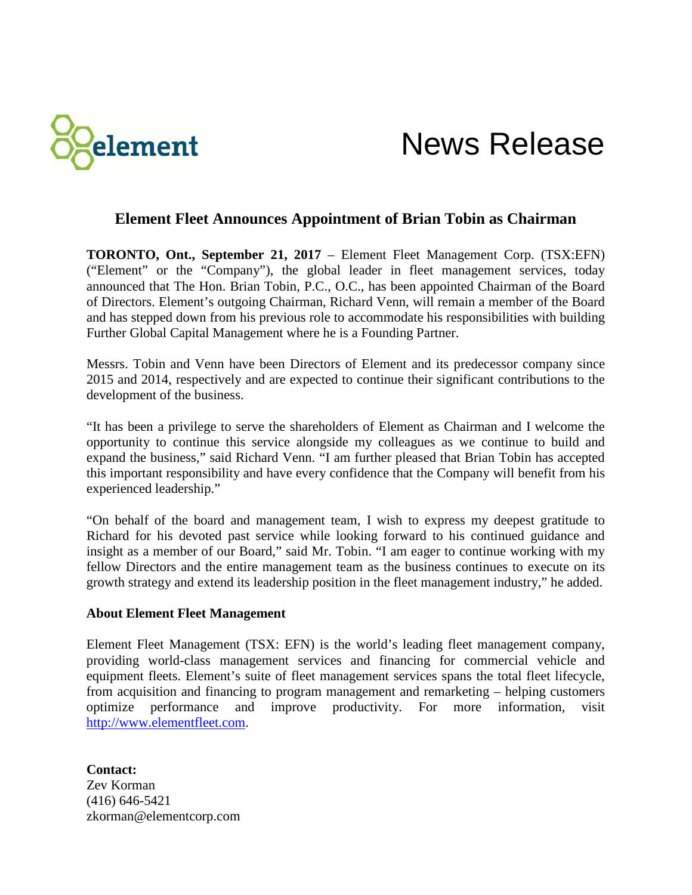element

# News Release

## Element Fleet Announces Appointment of Brian Tobin as Chairman

**TORONTO, Ont., September 21, 2017** – Element Fleet Management Corp. (TSX:EFN) ("Element" or the "Company"), the global leader in fleet management services, today announced that The Hon. Brian Tobin, P.C., O.C., has been appointed Chairman of the Board of Directors. Element's outgoing Chairman, Richard Venn, will remain a member of the Board and has stepped down from his previous role to accommodate his responsibilities with building Further Global Capital Management where he is a Founding Partner.

Messrs. Tobin and Venn have been Directors of Element and its predecessor company since 2015 and 2014, respectively and are expected to continue their significant contributions to the development of the business.

"It has been a privilege to serve the shareholders of Element as Chairman and I welcome the opportunity to continue this service alongside my colleagues as we continue to build and expand the business," said Richard Venn. "I am further pleased that Brian Tobin has accepted this important responsibility and have every confidence that the Company will benefit from his experienced leadership."

"On behalf of the board and management team, I wish to express my deepest gratitude to Richard for his devoted past service while looking forward to his continued guidance and insight as a member of our Board," said Mr. Tobin. "I am eager to continue working with my fellow Directors and the entire management team as the business continues to execute on its growth strategy and extend its leadership position in the fleet management industry," he added.

**About Element Fleet Management**

Element Fleet Management (TSX: EFN) is the world's leading fleet management company, providing world-class management services and financing for commercial vehicle and equipment fleets. Element's suite of fleet management services spans the total fleet lifecycle, from acquisition and financing to program management and remarketing – helping customers optimize performance and improve productivity. For more information, visit http://www.elementfleet.com.

**Contact:**
Zev Korman
(416) 646-5421
zkorman@elementcorp.com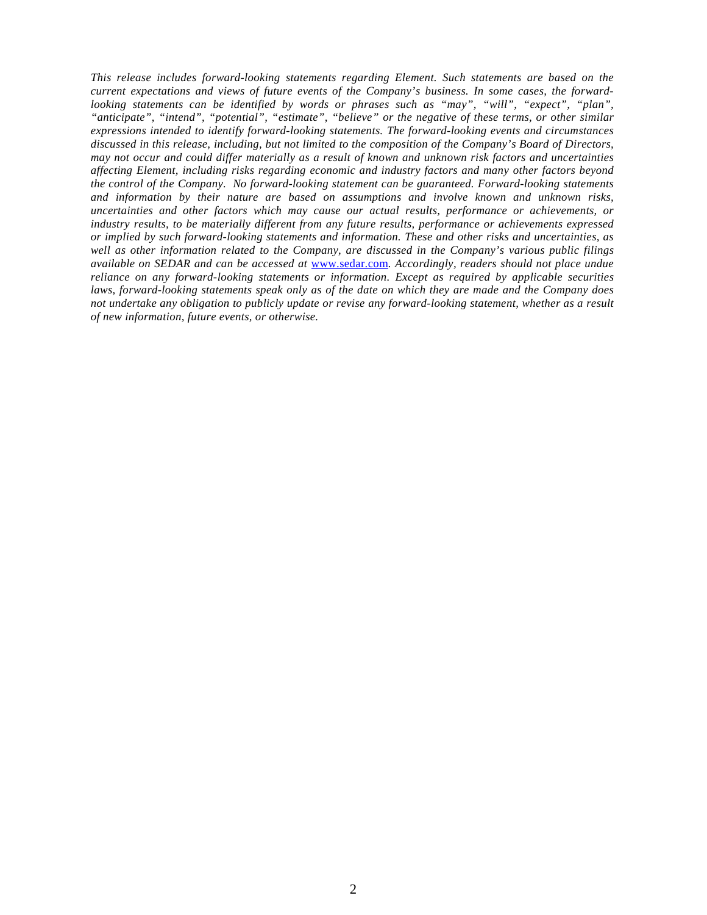*This release includes forward-looking statements regarding Element. Such statements are based on the current expectations and views of future events of the Company's business. In some cases, the forward-looking statements can be identified by words or phrases such as "may", "will", "expect", "plan", "anticipate", "intend", "potential", "estimate", "believe" or the negative of these terms, or other similar expressions intended to identify forward-looking statements. The forward-looking events and circumstances discussed in this release, including, but not limited to the composition of the Company's Board of Directors, may not occur and could differ materially as a result of known and unknown risk factors and uncertainties affecting Element, including risks regarding economic and industry factors and many other factors beyond the control of the Company. No forward-looking statement can be guaranteed. Forward-looking statements and information by their nature are based on assumptions and involve known and unknown risks, uncertainties and other factors which may cause our actual results, performance or achievements, or industry results, to be materially different from any future results, performance or achievements expressed or implied by such forward-looking statements and information. These and other risks and uncertainties, as well as other information related to the Company, are discussed in the Company's various public filings available on SEDAR and can be accessed at [www.sedar.com](http://www.sedar.com). Accordingly, readers should not place undue reliance on any forward-looking statements or information. Except as required by applicable securities laws, forward-looking statements speak only as of the date on which they are made and the Company does not undertake any obligation to publicly update or revise any forward-looking statement, whether as a result of new information, future events, or otherwise.*